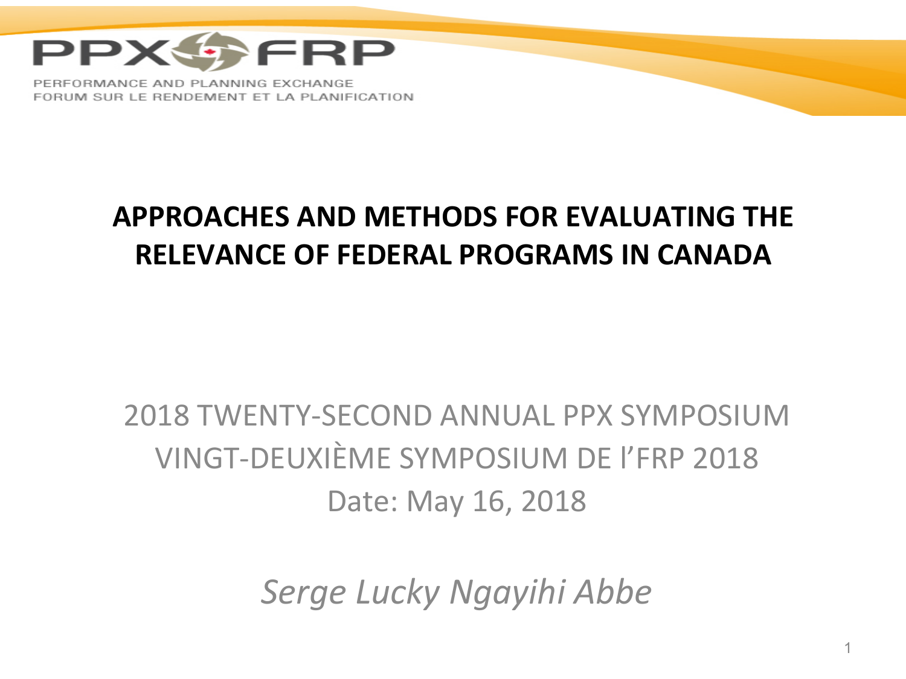PPX FRP

PERFORMANCE AND PLANNING EXCHANGE
FORUM SUR LE RENDEMENT ET LA PLANIFICATION

# APPROACHES AND METHODS FOR EVALUATING THE RELEVANCE OF FEDERAL PROGRAMS IN CANADA

2018 TWENTY-SECOND ANNUAL PPX SYMPOSIUM
VINGT-DEUXIÈME SYMPOSIUM DE l'FRP 2018
Date: May 16, 2018

*Serge Lucky Ngayihi Abbe*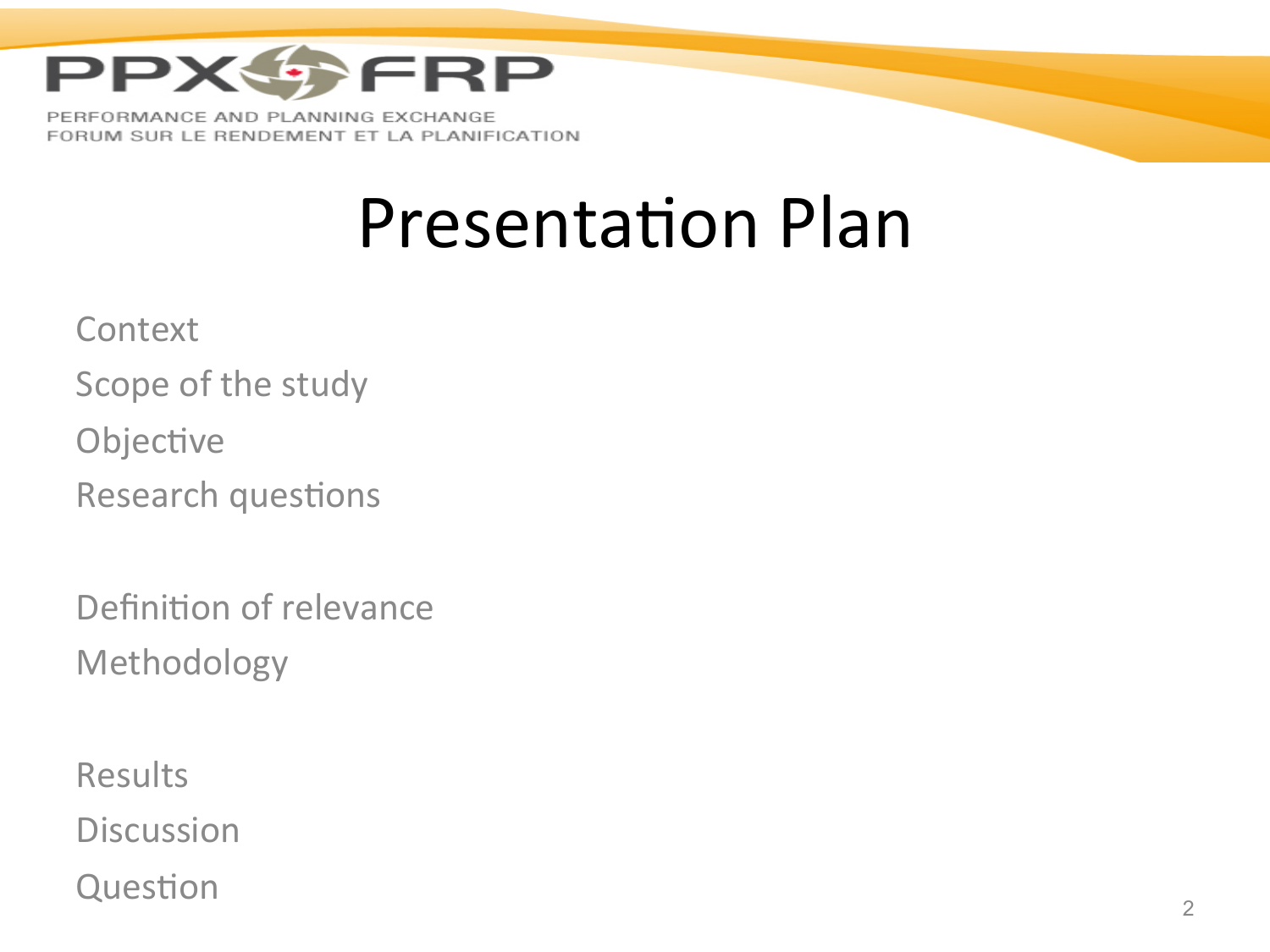# Presentation Plan

Context

Scope of the study

Objective

Research questions

Definition of relevance

Methodology

Results

Discussion

Question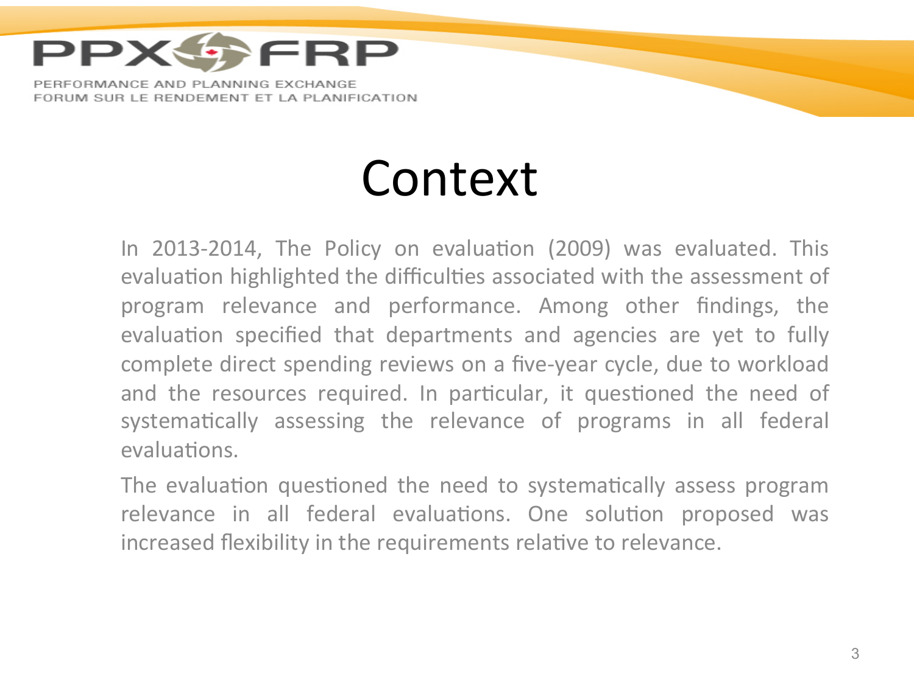# Context

In 2013-2014, The Policy on evaluation (2009) was evaluated. This evaluation highlighted the difficulties associated with the assessment of program relevance and performance. Among other findings, the evaluation specified that departments and agencies are yet to fully complete direct spending reviews on a five-year cycle, due to workload and the resources required. In particular, it questioned the need of systematically assessing the relevance of programs in all federal evaluations.

The evaluation questioned the need to systematically assess program relevance in all federal evaluations. One solution proposed was increased flexibility in the requirements relative to relevance.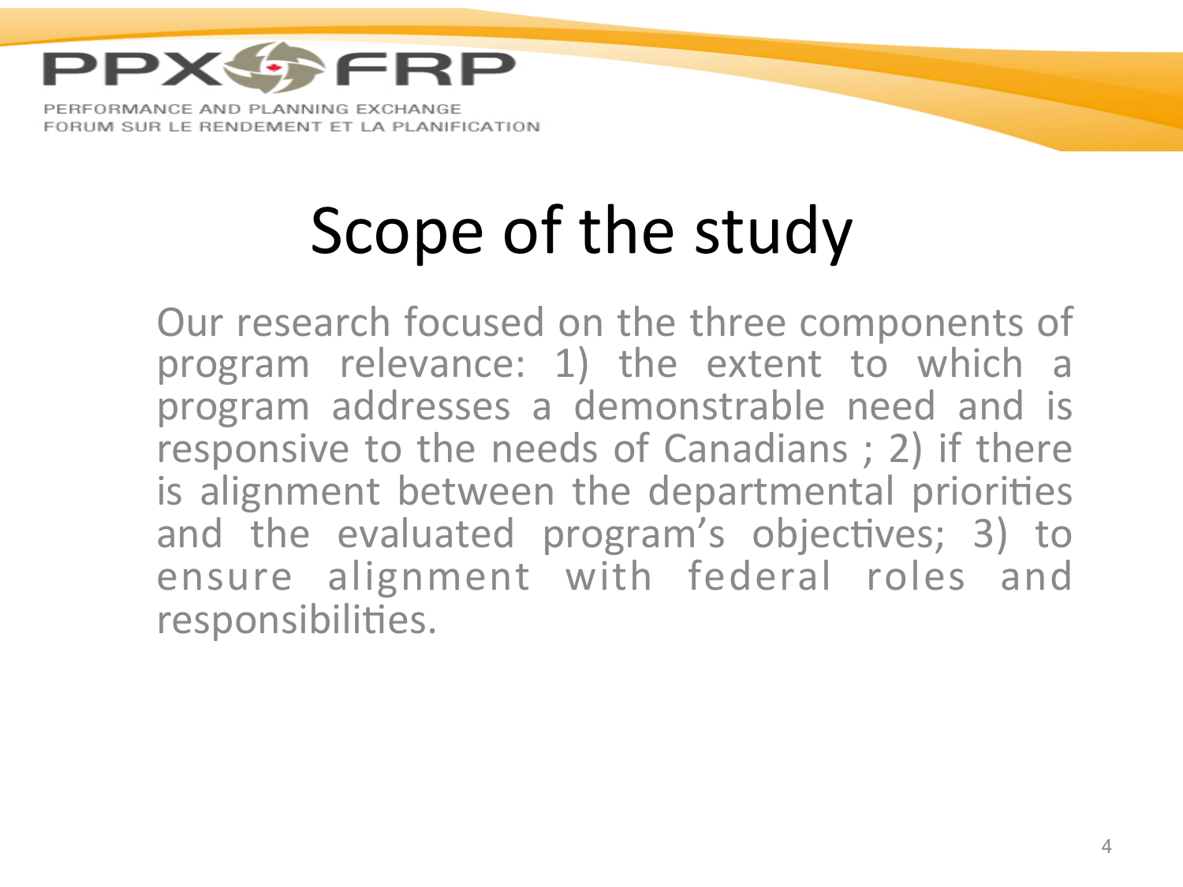# Scope of the study

Our research focused on the three components of program relevance: 1) the extent to which a program addresses a demonstrable need and is responsive to the needs of Canadians ; 2) if there is alignment between the departmental priorities and the evaluated program's objectives; 3) to ensure alignment with federal roles and responsibilities.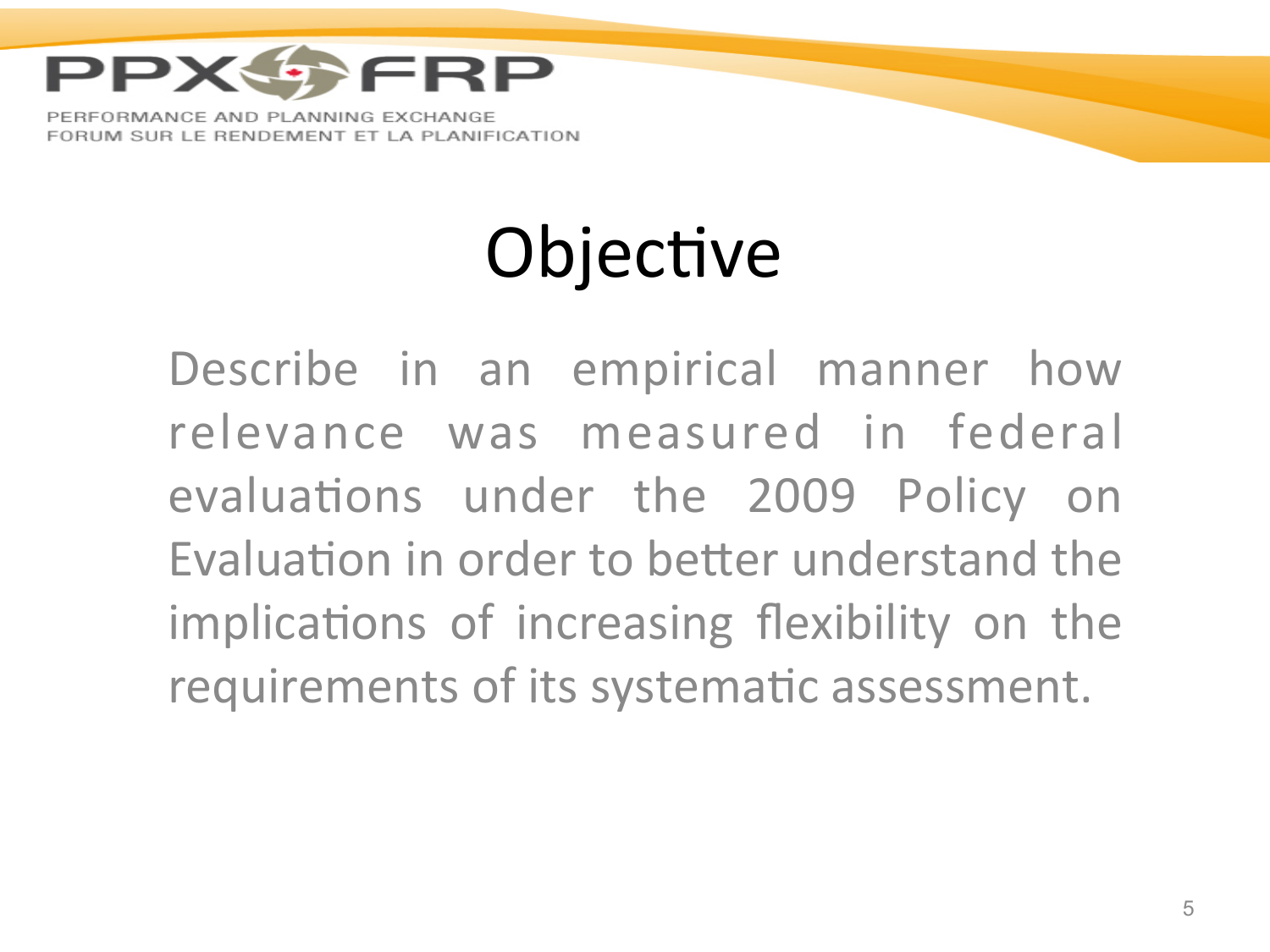# Objective

Describe in an empirical manner how relevance was measured in federal evaluations under the 2009 Policy on Evaluation in order to better understand the implications of increasing flexibility on the requirements of its systematic assessment.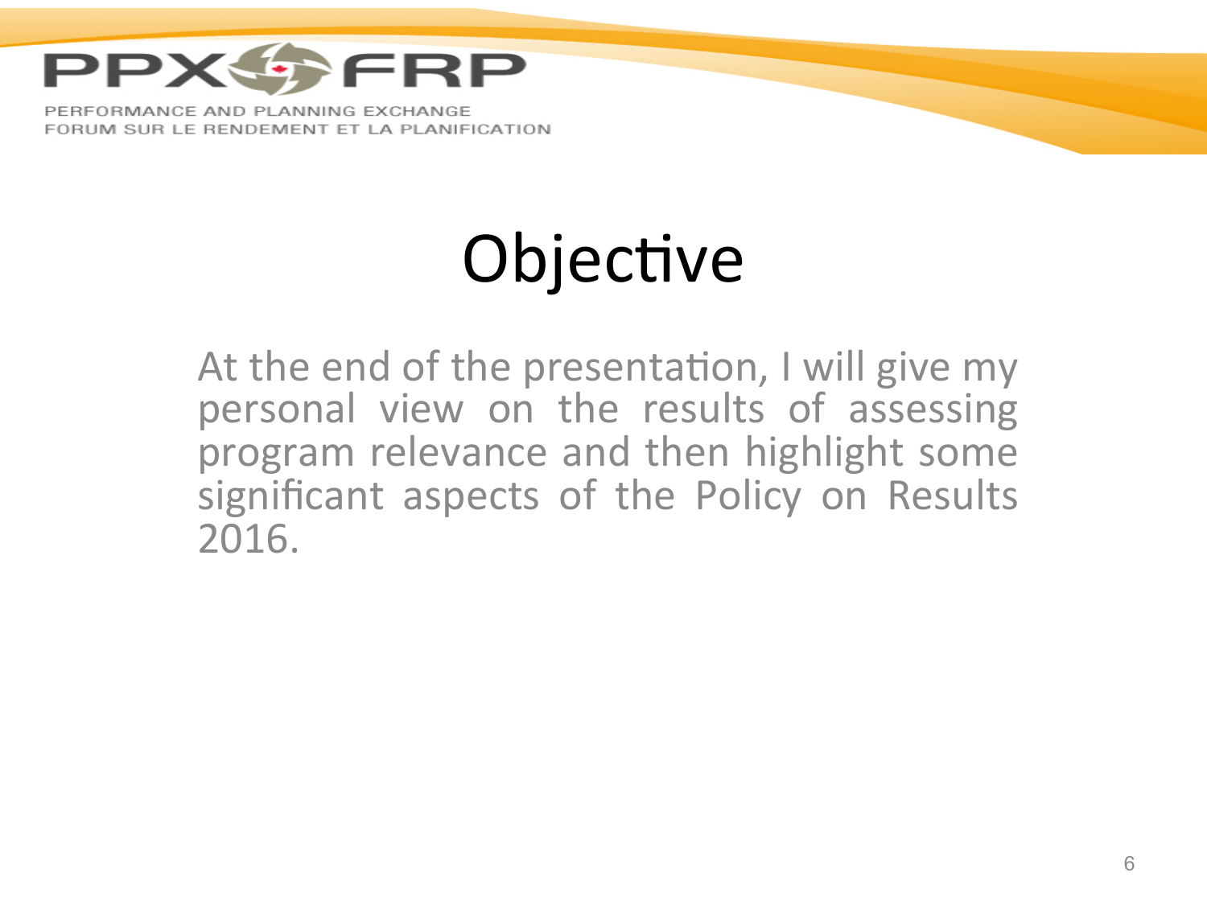# Objective

At the end of the presentation, I will give my personal view on the results of assessing program relevance and then highlight some significant aspects of the Policy on Results 2016.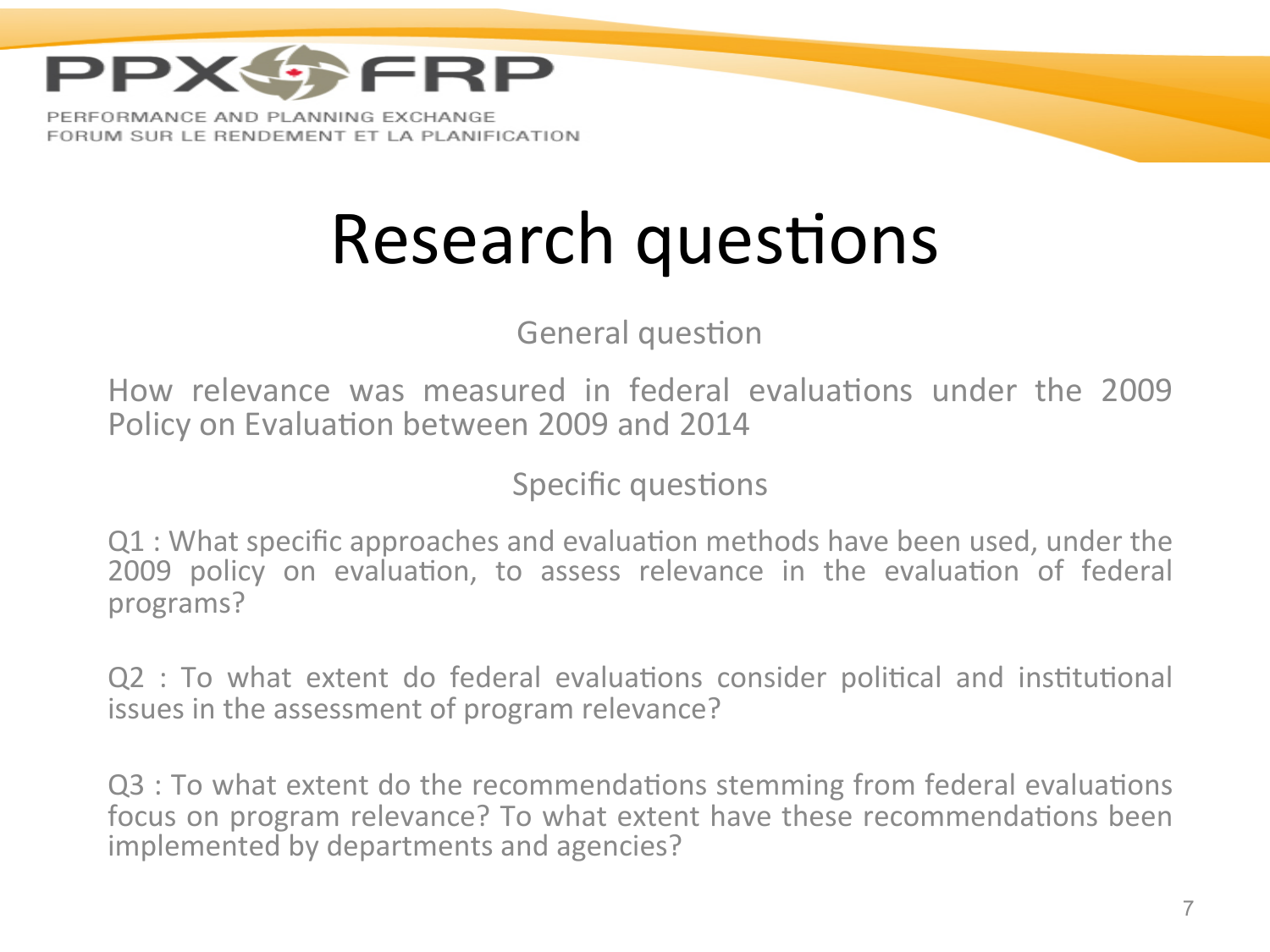# Research questions

## General question

How relevance was measured in federal evaluations under the 2009 Policy on Evaluation between 2009 and 2014

## Specific questions

Q1 : What specific approaches and evaluation methods have been used, under the 2009 policy on evaluation, to assess relevance in the evaluation of federal programs?

Q2 : To what extent do federal evaluations consider political and institutional issues in the assessment of program relevance?

Q3 : To what extent do the recommendations stemming from federal evaluations focus on program relevance? To what extent have these recommendations been implemented by departments and agencies?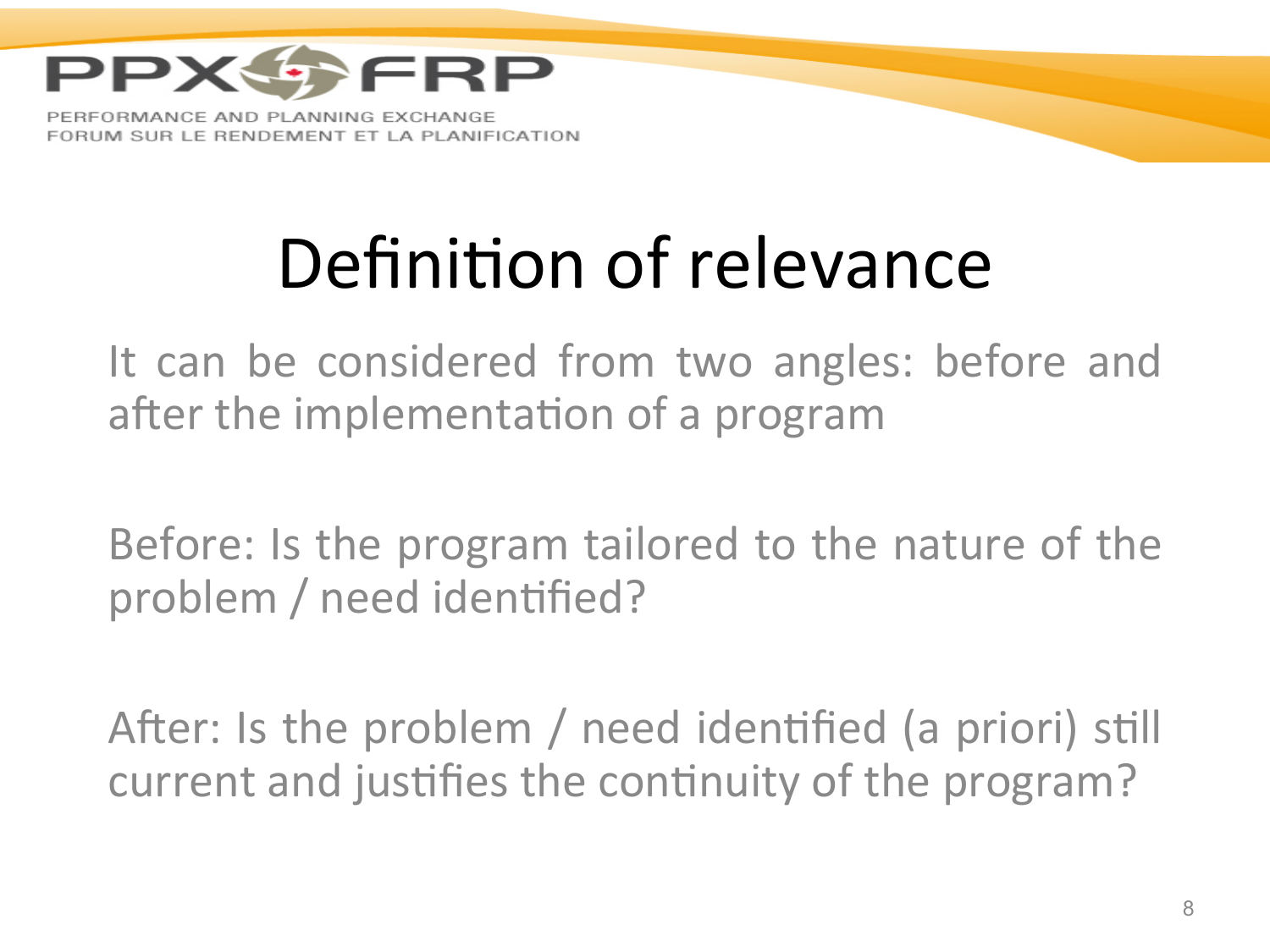# Definition of relevance

It can be considered from two angles: before and after the implementation of a program

Before: Is the program tailored to the nature of the problem / need identified?

After: Is the problem / need identified (a priori) still current and justifies the continuity of the program?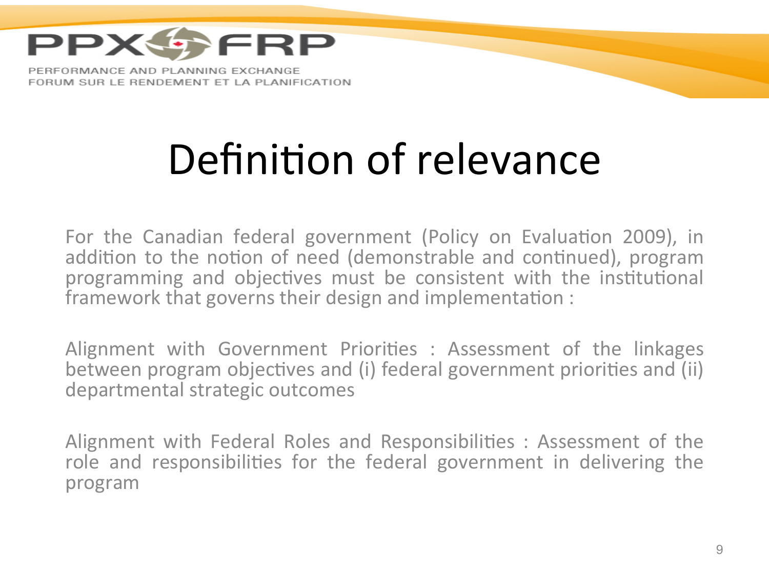# Definition of relevance

For the Canadian federal government (Policy on Evaluation 2009), in addition to the notion of need (demonstrable and continued), program programming and objectives must be consistent with the institutional framework that governs their design and implementation :

Alignment with Government Priorities : Assessment of the linkages between program objectives and (i) federal government priorities and (ii) departmental strategic outcomes

Alignment with Federal Roles and Responsibilities : Assessment of the role and responsibilities for the federal government in delivering the program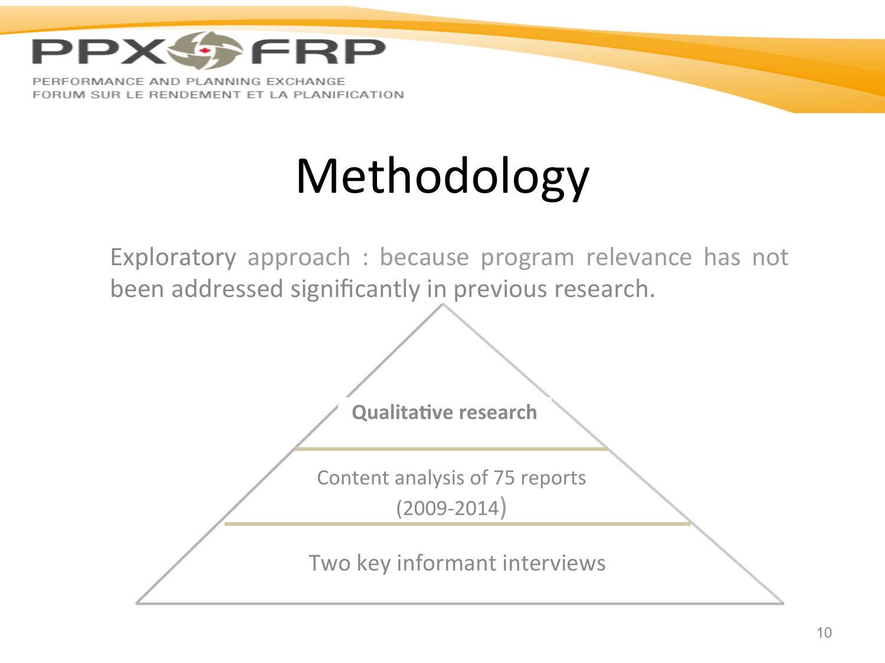# Methodology

Exploratory approach : because program relevance has not been addressed significantly in previous research.

**Qualitative research**

Content analysis of 75 reports (2009-2014)

Two key informant interviews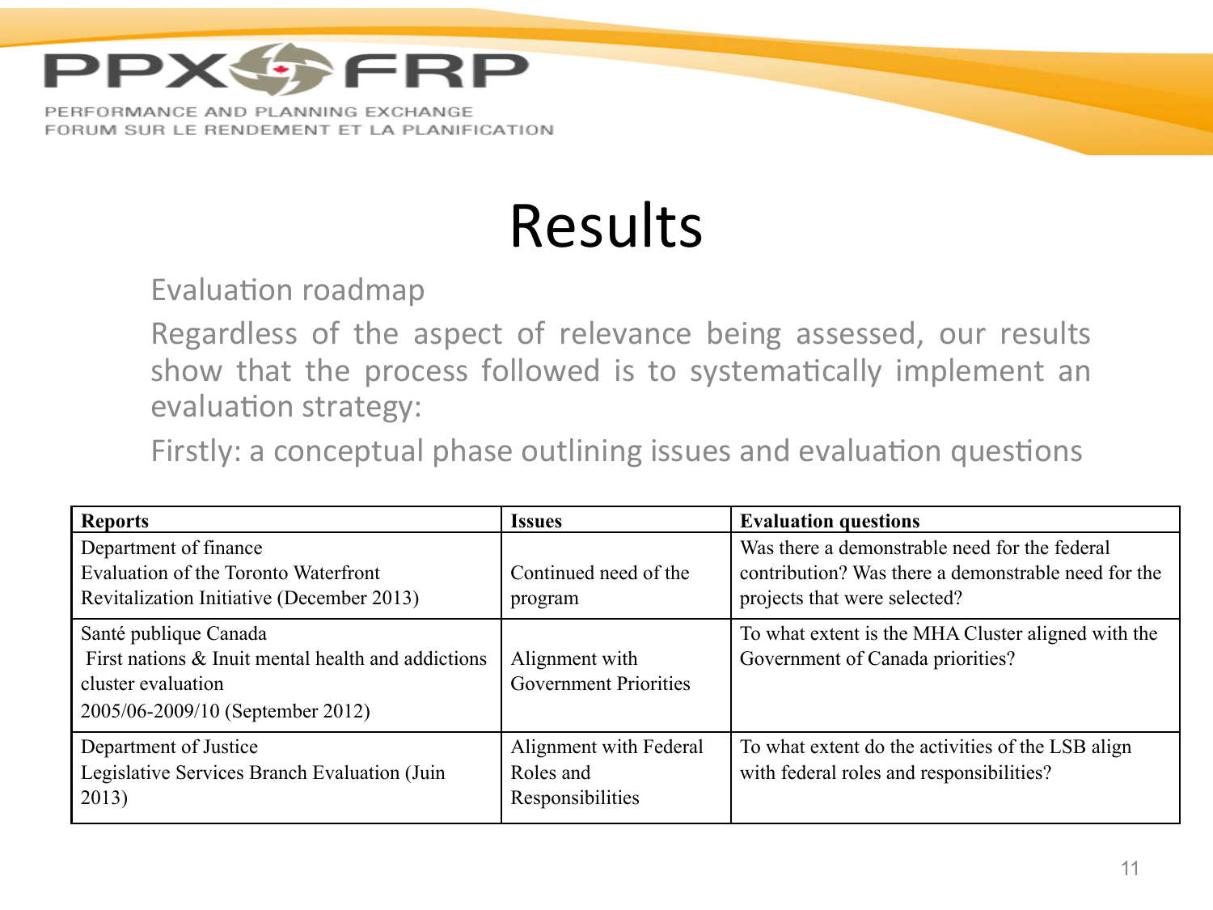# Results

Evaluation roadmap

Regardless of the aspect of relevance being assessed, our results show that the process followed is to systematically implement an evaluation strategy:

Firstly: a conceptual phase outlining issues and evaluation questions

| Reports | Issues | Evaluation questions |
|---|---|---|
| Department of finance<br>Evaluation of the Toronto Waterfront Revitalization Initiative (December 2013) | Continued need of the program | Was there a demonstrable need for the federal contribution? Was there a demonstrable need for the projects that were selected? |
| Santé publique Canada<br>First nations & Inuit mental health and addictions cluster evaluation<br>2005/06-2009/10 (September 2012) | Alignment with Government Priorities | To what extent is the MHA Cluster aligned with the Government of Canada priorities? |
| Department of Justice<br>Legislative Services Branch Evaluation (Juin 2013) | Alignment with Federal Roles and Responsibilities | To what extent do the activities of the LSB align with federal roles and responsibilities? |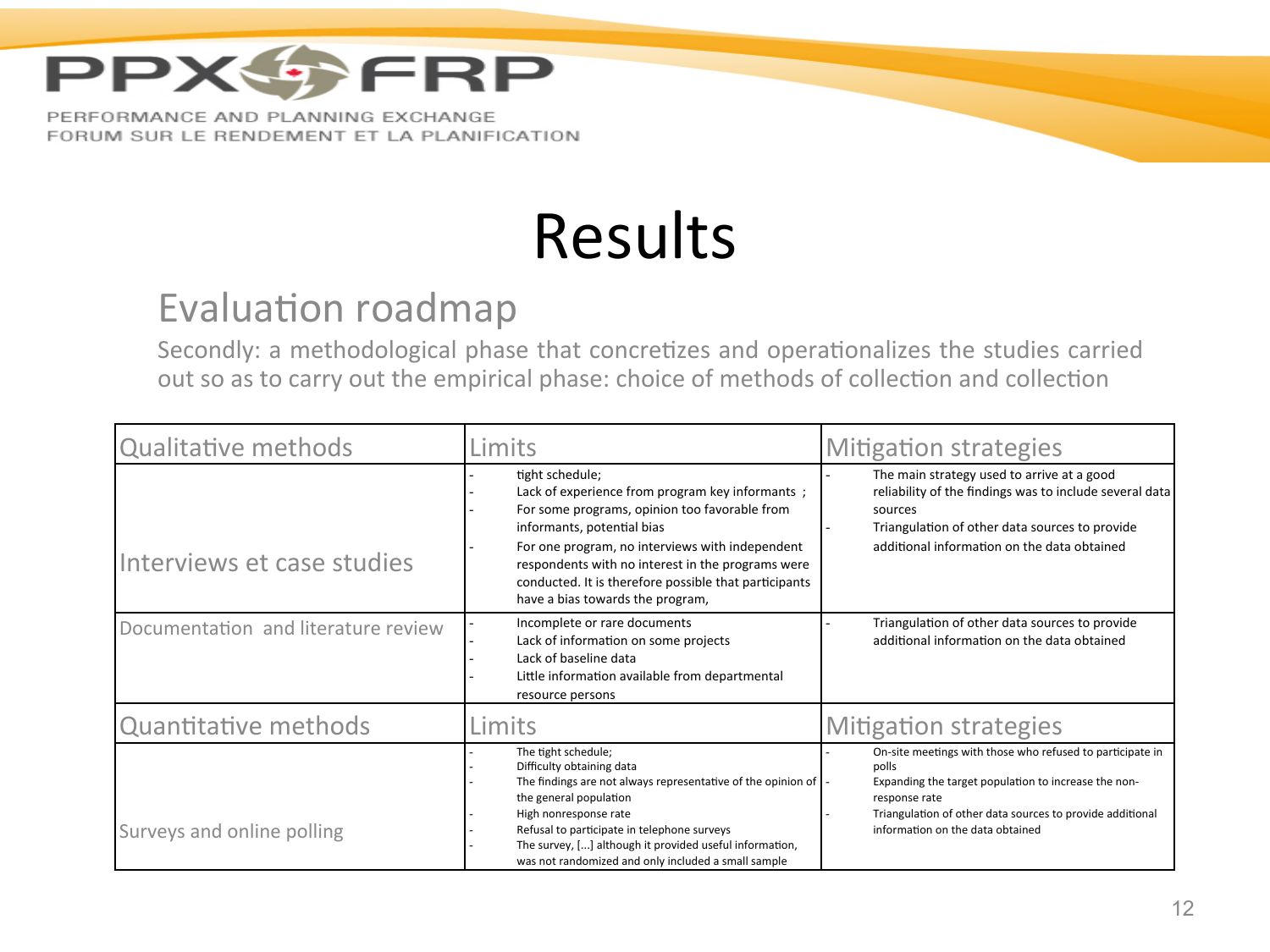# Results

## Evaluation roadmap

Secondly: a methodological phase that concretizes and operationalizes the studies carried out so as to carry out the empirical phase: choice of methods of collection and collection

| Qualitative methods | Limits | Mitigation strategies |
|---|---|---|
| Interviews et case studies | - tight schedule;<br>- Lack of experience from program key informants ;<br>- For some programs, opinion too favorable from informants, potential bias<br>- For one program, no interviews with independent respondents with no interest in the programs were conducted. It is therefore possible that participants have a bias towards the program, | - The main strategy used to arrive at a good reliability of the findings was to include several data sources<br>- Triangulation of other data sources to provide additional information on the data obtained |
| Documentation and literature review | - Incomplete or rare documents<br>- Lack of information on some projects<br>- Lack of baseline data<br>- Little information available from departmental resource persons | - Triangulation of other data sources to provide additional information on the data obtained |
| **Quantitative methods** | **Limits** | **Mitigation strategies** |
| Surveys and online polling | - The tight schedule;<br>- Difficulty obtaining data<br>- The findings are not always representative of the opinion of the general population<br>- High nonresponse rate<br>- Refusal to participate in telephone surveys<br>- The survey, [...] although it provided useful information, was not randomized and only included a small sample | - On-site meetings with those who refused to participate in polls<br>- Expanding the target population to increase the non-response rate<br>- Triangulation of other data sources to provide additional information on the data obtained |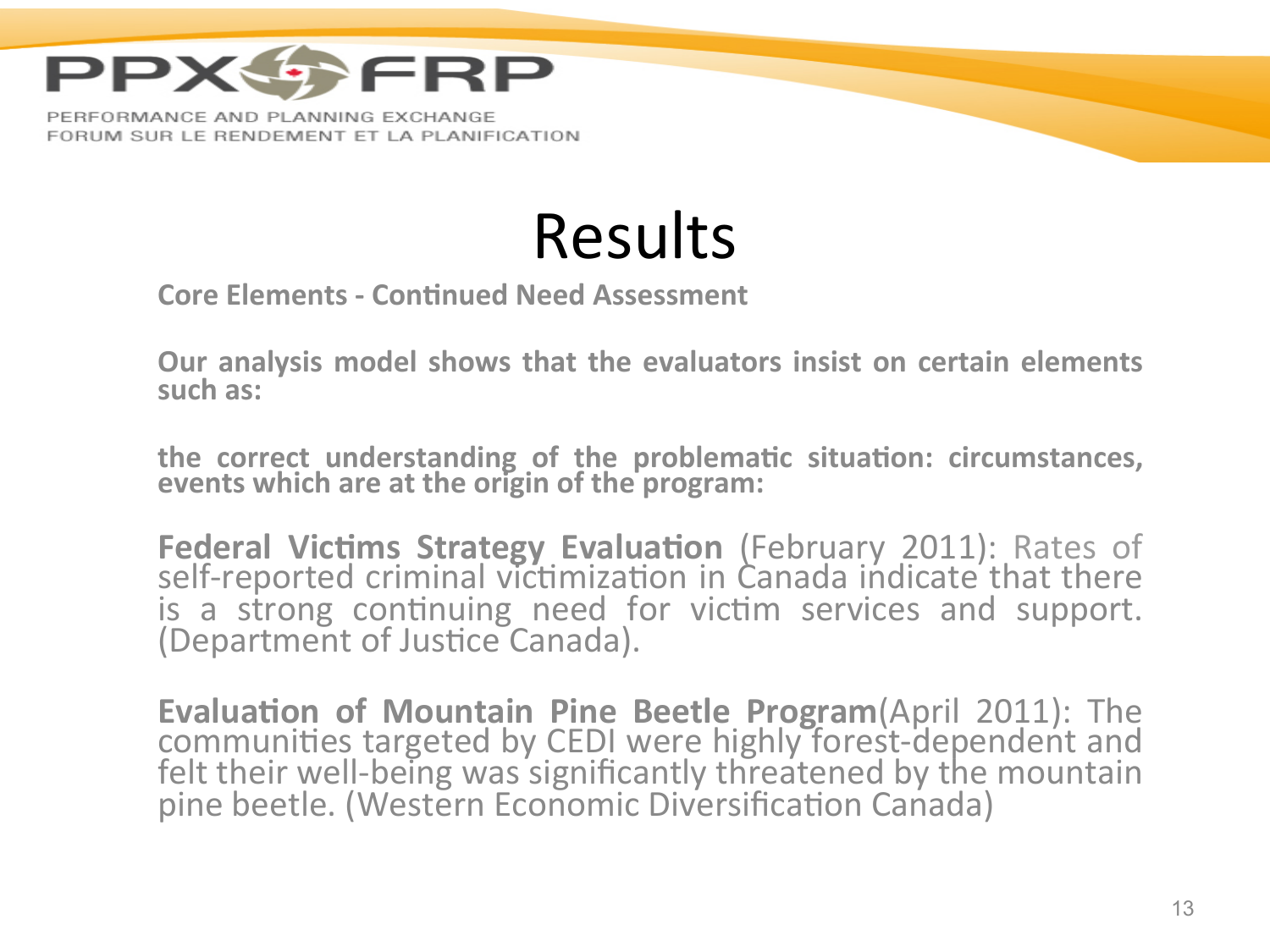# Results

**Core Elements - Continued Need Assessment**

**Our analysis model shows that the evaluators insist on certain elements such as:**

**the correct understanding of the problematic situation: circumstances, events which are at the origin of the program:**

**Federal Victims Strategy Evaluation** (February 2011): Rates of self-reported criminal victimization in Canada indicate that there is a strong continuing need for victim services and support. (Department of Justice Canada).

**Evaluation of Mountain Pine Beetle Program**(April 2011): The communities targeted by CEDI were highly forest-dependent and felt their well-being was significantly threatened by the mountain pine beetle. (Western Economic Diversification Canada)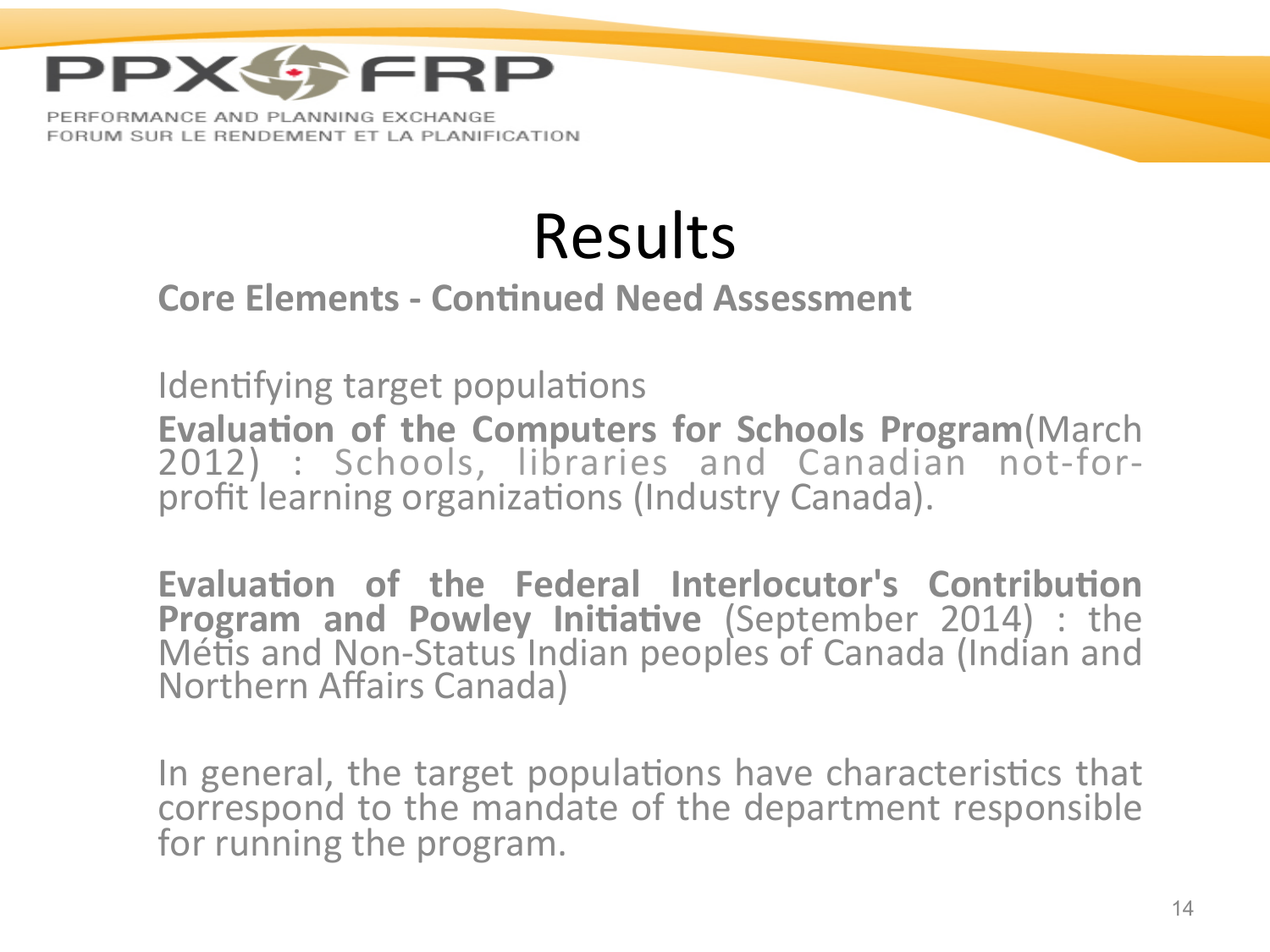# Results

## Core Elements - Continued Need Assessment

Identifying target populations

**Evaluation of the Computers for Schools Program**(March 2012) : Schools, libraries and Canadian not-for-profit learning organizations (Industry Canada).

**Evaluation of the Federal Interlocutor's Contribution Program and Powley Initiative** (September 2014) : the Métis and Non-Status Indian peoples of Canada (Indian and Northern Affairs Canada)

In general, the target populations have characteristics that correspond to the mandate of the department responsible for running the program.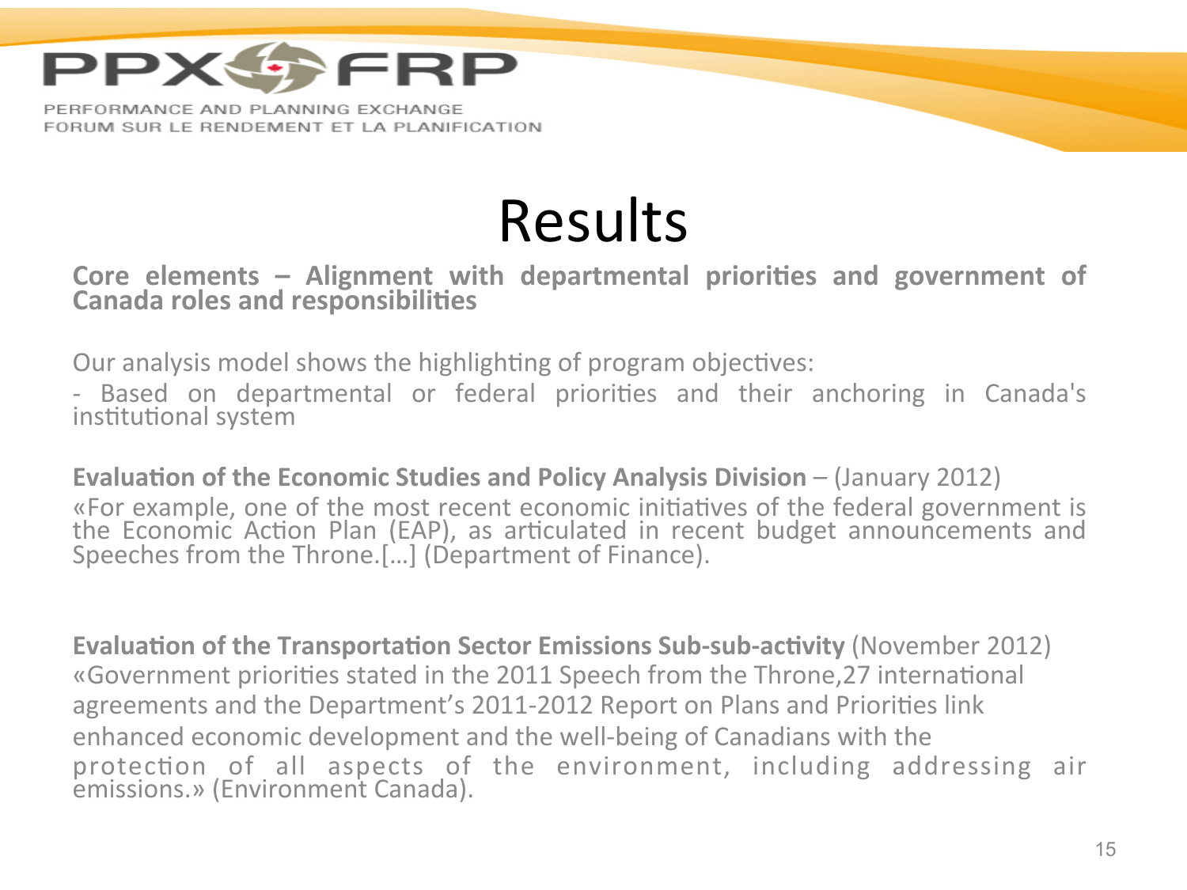# Results

**Core elements – Alignment with departmental priorities and government of Canada roles and responsibilities**

Our analysis model shows the highlighting of program objectives:

- Based on departmental or federal priorities and their anchoring in Canada's institutional system

**Evaluation of the Economic Studies and Policy Analysis Division** – (January 2012)
«For example, one of the most recent economic initiatives of the federal government is the Economic Action Plan (EAP), as articulated in recent budget announcements and Speeches from the Throne.[…] (Department of Finance).

**Evaluation of the Transportation Sector Emissions Sub-sub-activity** (November 2012)
«Government priorities stated in the 2011 Speech from the Throne,27 international agreements and the Department's 2011-2012 Report on Plans and Priorities link enhanced economic development and the well-being of Canadians with the protection of all aspects of the environment, including addressing air emissions.» (Environment Canada).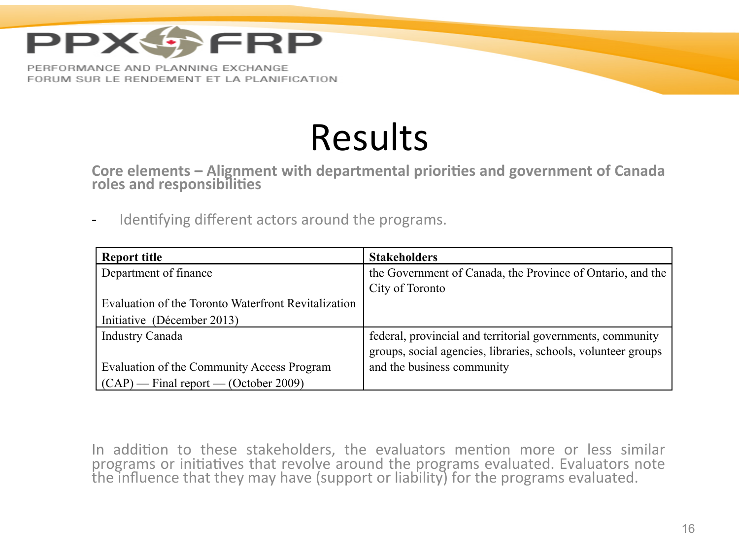# Results

**Core elements – Alignment with departmental priorities and government of Canada roles and responsibilities**

- Identifying different actors around the programs.

| Report title | Stakeholders |
|---|---|
| Department of finance<br><br>Evaluation of the Toronto Waterfront Revitalization Initiative (Décember 2013) | the Government of Canada, the Province of Ontario, and the City of Toronto |
| Industry Canada<br><br>Evaluation of the Community Access Program (CAP) — Final report — (October 2009) | federal, provincial and territorial governments, community groups, social agencies, libraries, schools, volunteer groups and the business community |

In addition to these stakeholders, the evaluators mention more or less similar programs or initiatives that revolve around the programs evaluated. Evaluators note the influence that they may have (support or liability) for the programs evaluated.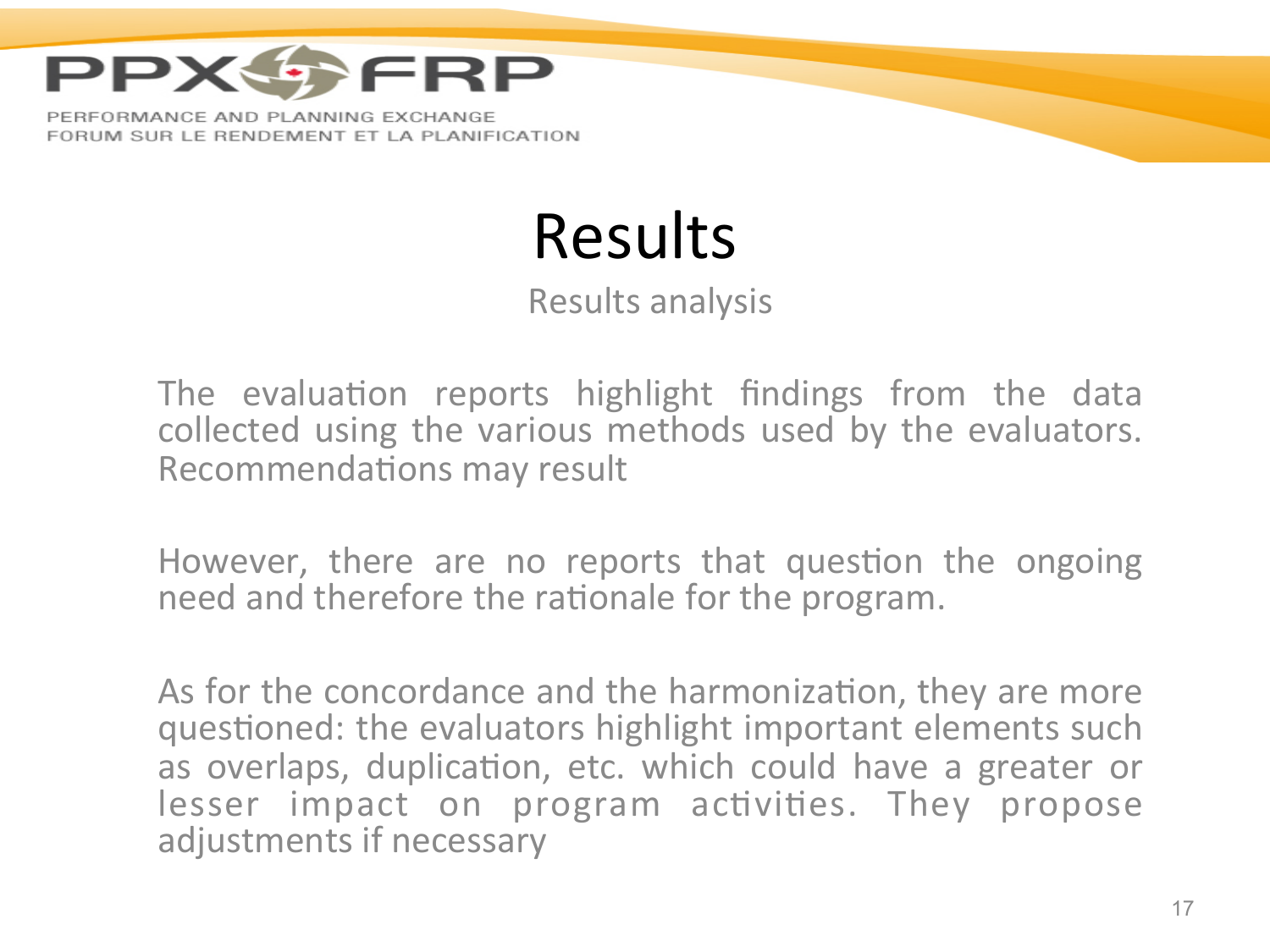# Results

## Results analysis

The evaluation reports highlight findings from the data collected using the various methods used by the evaluators. Recommendations may result

However, there are no reports that question the ongoing need and therefore the rationale for the program.

As for the concordance and the harmonization, they are more questioned: the evaluators highlight important elements such as overlaps, duplication, etc. which could have a greater or lesser impact on program activities. They propose adjustments if necessary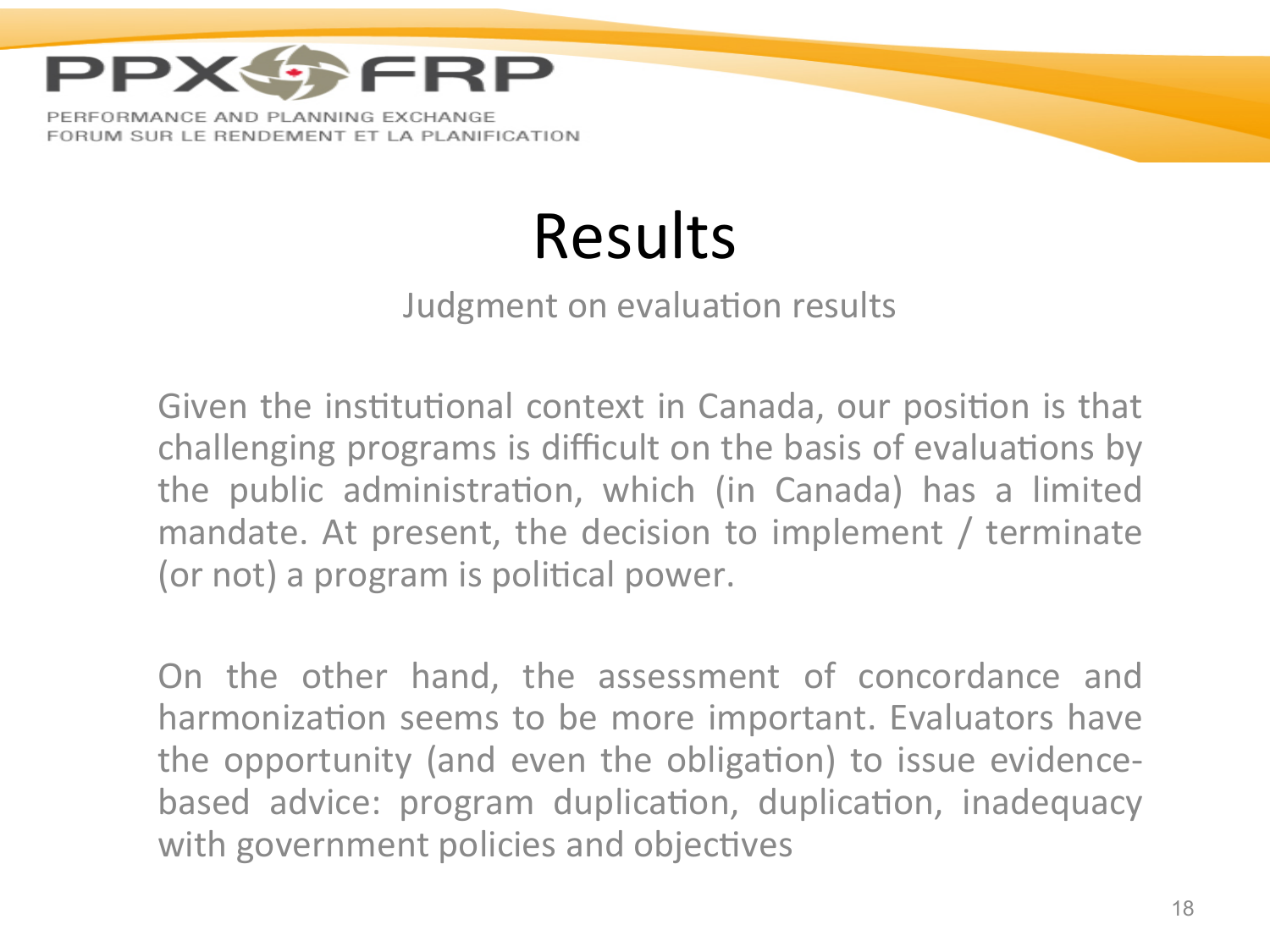# Results

Judgment on evaluation results

Given the institutional context in Canada, our position is that challenging programs is difficult on the basis of evaluations by the public administration, which (in Canada) has a limited mandate. At present, the decision to implement / terminate (or not) a program is political power.

On the other hand, the assessment of concordance and harmonization seems to be more important. Evaluators have the opportunity (and even the obligation) to issue evidence-based advice: program duplication, duplication, inadequacy with government policies and objectives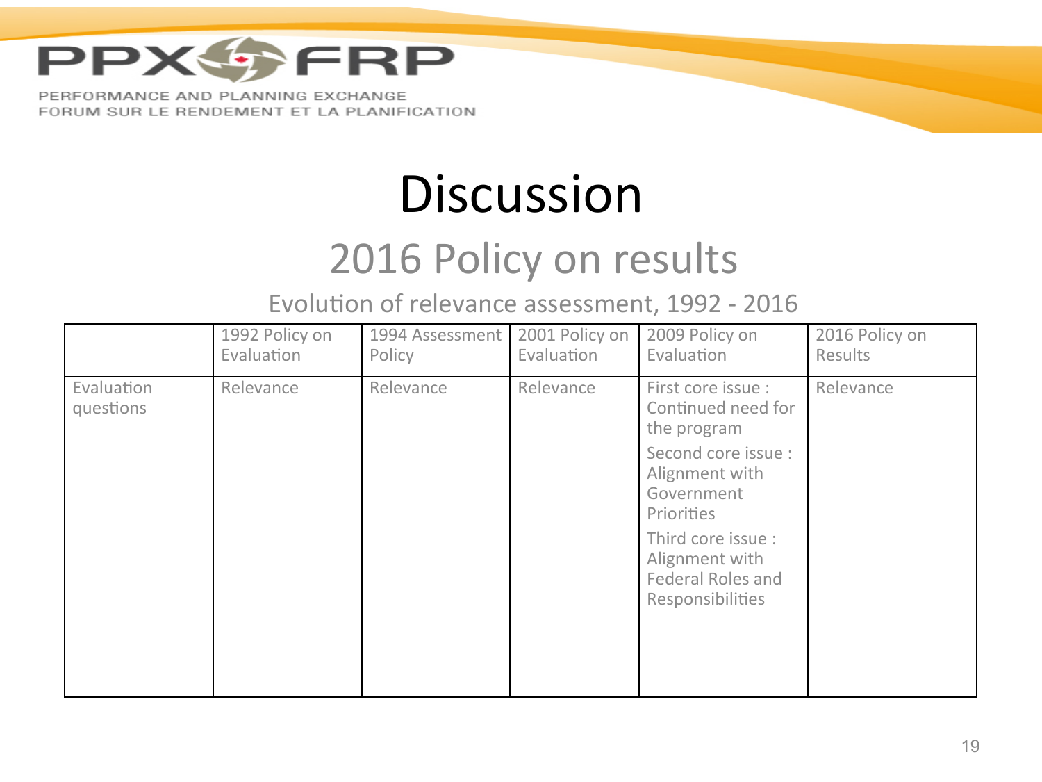# Discussion

## 2016 Policy on results

Evolution of relevance assessment, 1992 - 2016

| | 1992 Policy on Evaluation | 1994 Assessment Policy | 2001 Policy on Evaluation | 2009 Policy on Evaluation | 2016 Policy on Results |
|---|---|---|---|---|---|
| Evaluation questions | Relevance | Relevance | Relevance | First core issue : Continued need for the program<br>Second core issue : Alignment with Government Priorities<br>Third core issue : Alignment with Federal Roles and Responsibilities | Relevance |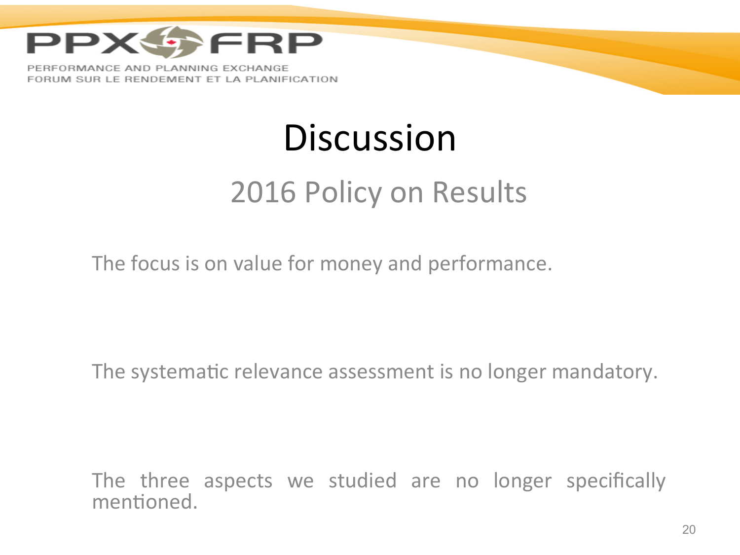# Discussion

## 2016 Policy on Results

The focus is on value for money and performance.

The systematic relevance assessment is no longer mandatory.

The three aspects we studied are no longer specifically mentioned.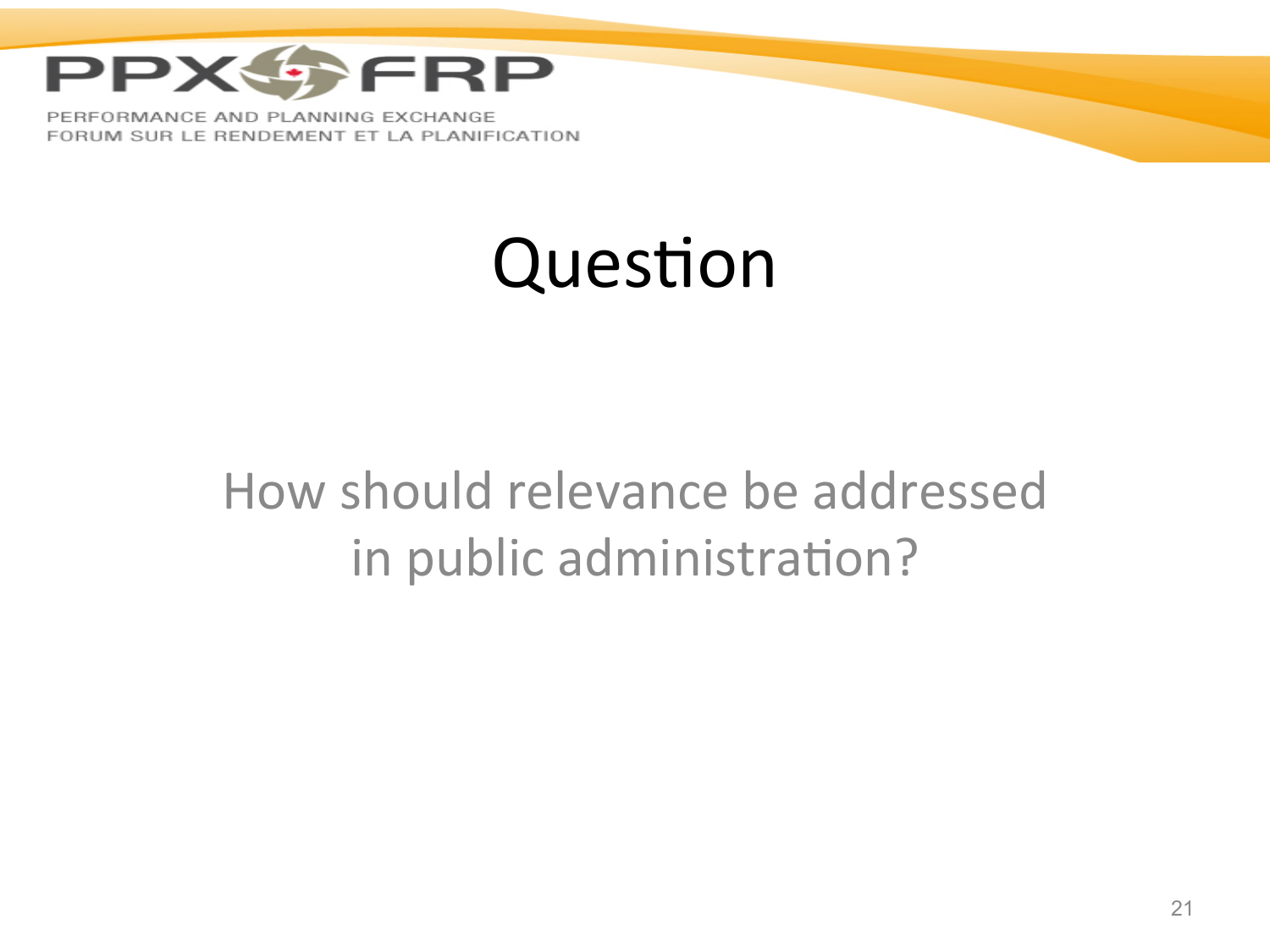# Question

How should relevance be addressed in public administration?